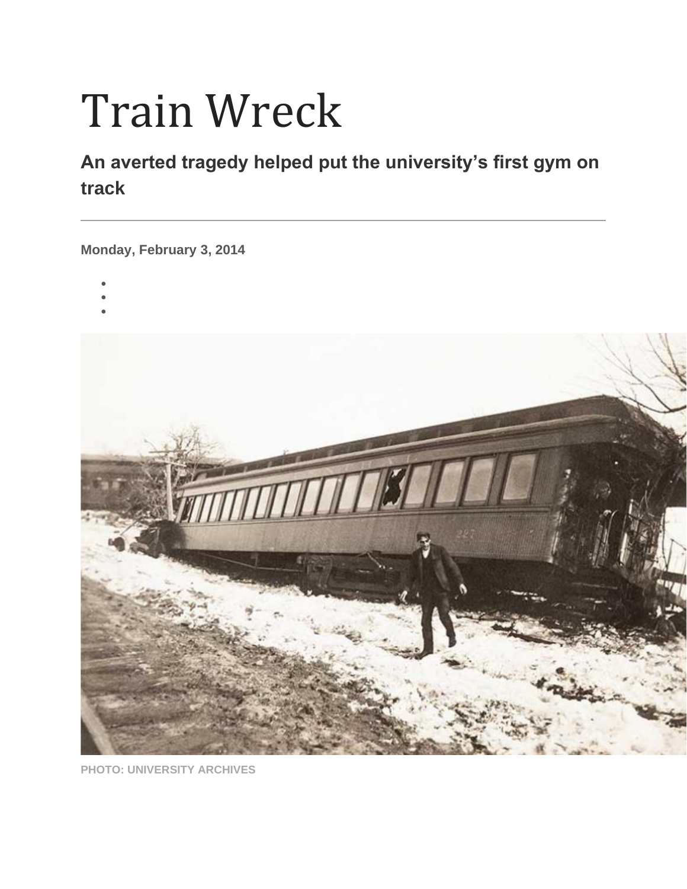# Train Wreck

**An averted tragedy helped put the university's first gym on track**

Monday, February 3, 2014

PHOTO: UNIVERSITY ARCHIVES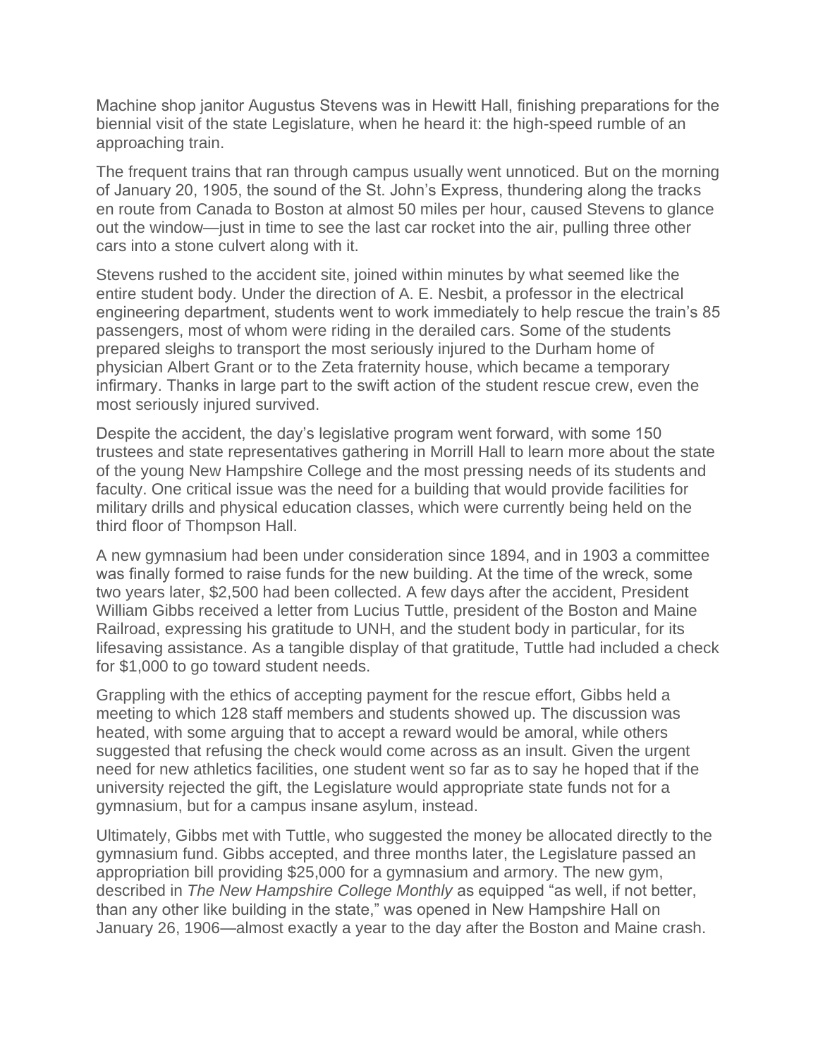Machine shop janitor Augustus Stevens was in Hewitt Hall, finishing preparations for the biennial visit of the state Legislature, when he heard it: the high-speed rumble of an approaching train.

The frequent trains that ran through campus usually went unnoticed. But on the morning of January 20, 1905, the sound of the St. John's Express, thundering along the tracks en route from Canada to Boston at almost 50 miles per hour, caused Stevens to glance out the window—just in time to see the last car rocket into the air, pulling three other cars into a stone culvert along with it.

Stevens rushed to the accident site, joined within minutes by what seemed like the entire student body. Under the direction of A. E. Nesbit, a professor in the electrical engineering department, students went to work immediately to help rescue the train's 85 passengers, most of whom were riding in the derailed cars. Some of the students prepared sleighs to transport the most seriously injured to the Durham home of physician Albert Grant or to the Zeta fraternity house, which became a temporary infirmary. Thanks in large part to the swift action of the student rescue crew, even the most seriously injured survived.

Despite the accident, the day's legislative program went forward, with some 150 trustees and state representatives gathering in Morrill Hall to learn more about the state of the young New Hampshire College and the most pressing needs of its students and faculty. One critical issue was the need for a building that would provide facilities for military drills and physical education classes, which were currently being held on the third floor of Thompson Hall.

A new gymnasium had been under consideration since 1894, and in 1903 a committee was finally formed to raise funds for the new building. At the time of the wreck, some two years later, $2,500 had been collected. A few days after the accident, President William Gibbs received a letter from Lucius Tuttle, president of the Boston and Maine Railroad, expressing his gratitude to UNH, and the student body in particular, for its lifesaving assistance. As a tangible display of that gratitude, Tuttle had included a check for $1,000 to go toward student needs.

Grappling with the ethics of accepting payment for the rescue effort, Gibbs held a meeting to which 128 staff members and students showed up. The discussion was heated, with some arguing that to accept a reward would be amoral, while others suggested that refusing the check would come across as an insult. Given the urgent need for new athletics facilities, one student went so far as to say he hoped that if the university rejected the gift, the Legislature would appropriate state funds not for a gymnasium, but for a campus insane asylum, instead.

Ultimately, Gibbs met with Tuttle, who suggested the money be allocated directly to the gymnasium fund. Gibbs accepted, and three months later, the Legislature passed an appropriation bill providing $25,000 for a gymnasium and armory. The new gym, described in *The New Hampshire College Monthly* as equipped "as well, if not better, than any other like building in the state," was opened in New Hampshire Hall on January 26, 1906—almost exactly a year to the day after the Boston and Maine crash.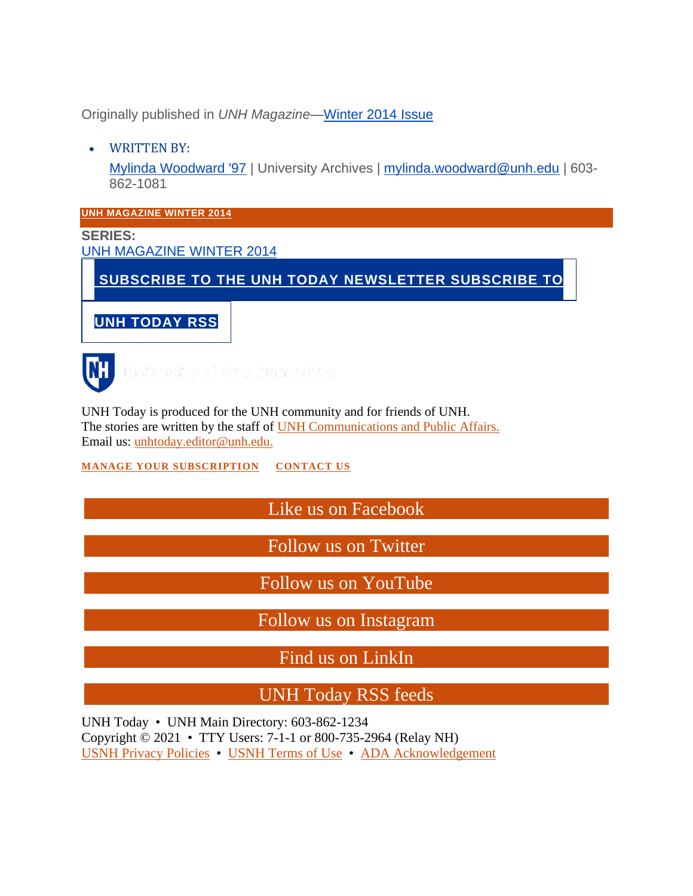Originally published in *UNH Magazine*—Winter 2014 Issue

- WRITTEN BY:

  Mylinda Woodward '97 | University Archives | mylinda.woodward@unh.edu | 603-862-1081

**UNH MAGAZINE WINTER 2014**

**SERIES:**
UNH MAGAZINE WINTER 2014

**SUBSCRIBE TO THE UNH TODAY NEWSLETTER SUBSCRIBE TO**

**UNH TODAY RSS**

UNH Today is produced for the UNH community and for friends of UNH.
The stories are written by the staff of UNH Communications and Public Affairs.
Email us: unhtoday.editor@unh.edu.

**MANAGE YOUR SUBSCRIPTION** **CONTACT US**

Like us on Facebook

Follow us on Twitter

Follow us on YouTube

Follow us on Instagram

Find us on LinkIn

UNH Today RSS feeds

UNH Today • UNH Main Directory: 603-862-1234
Copyright © 2021 • TTY Users: 7-1-1 or 800-735-2964 (Relay NH)
USNH Privacy Policies • USNH Terms of Use • ADA Acknowledgement